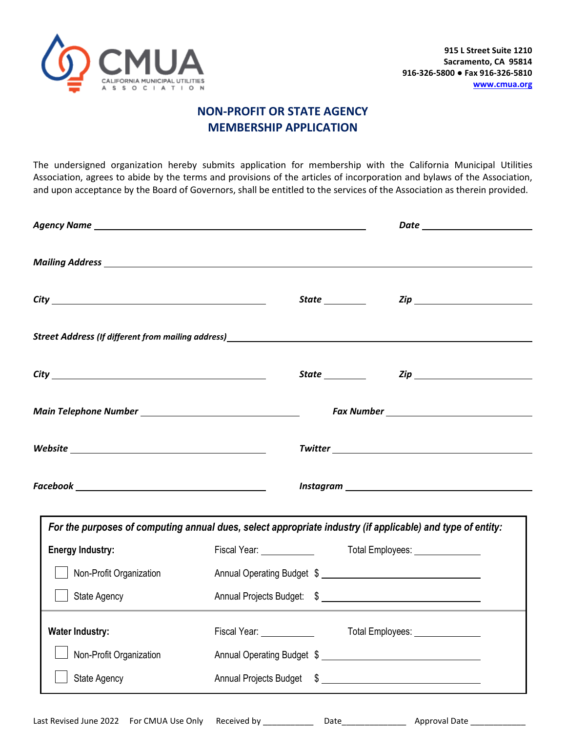CMUA
CALIFORNIA MUNICIPAL UTILITIES ASSOCIATION

**915 L Street Suite 1210**
**Sacramento, CA 95814**
**916-326-5800 ● Fax 916-326-5810**
**www.cmua.org**

## NON-PROFIT OR STATE AGENCY MEMBERSHIP APPLICATION

The undersigned organization hereby submits application for membership with the California Municipal Utilities Association, agrees to abide by the terms and provisions of the articles of incorporation and bylaws of the Association, and upon acceptance by the Board of Governors, shall be entitled to the services of the Association as therein provided.

***Agency Name*** ________________________________ ***Date*** ______________

***Mailing Address*** ________________________________________________

***City*** ______________________ ***State*** ________ ***Zip*** ______________

***Street Address (If different from mailing address)*** ______________________

***City*** ______________________ ***State*** ________ ***Zip*** ______________

***Main Telephone Number*** ____________________ ***Fax Number*** ____________________

***Website*** ____________________ ***Twitter*** ____________________

***Facebook*** ____________________ ***Instagram*** ____________________

***For the purposes of computing annual dues, select appropriate industry (if applicable) and type of entity:***

**Energy Industry:** Fiscal Year: __________ Total Employees: __________

☐ Non-Profit Organization Annual Operating Budget $ ____________________

☐ State Agency Annual Projects Budget: $ ____________________

**Water Industry:** Fiscal Year: __________ Total Employees: __________

☐ Non-Profit Organization Annual Operating Budget $ ____________________

☐ State Agency Annual Projects Budget $ ____________________

Last Revised June 2022 For CMUA Use Only Received by __________ Date____________ Approval Date ___________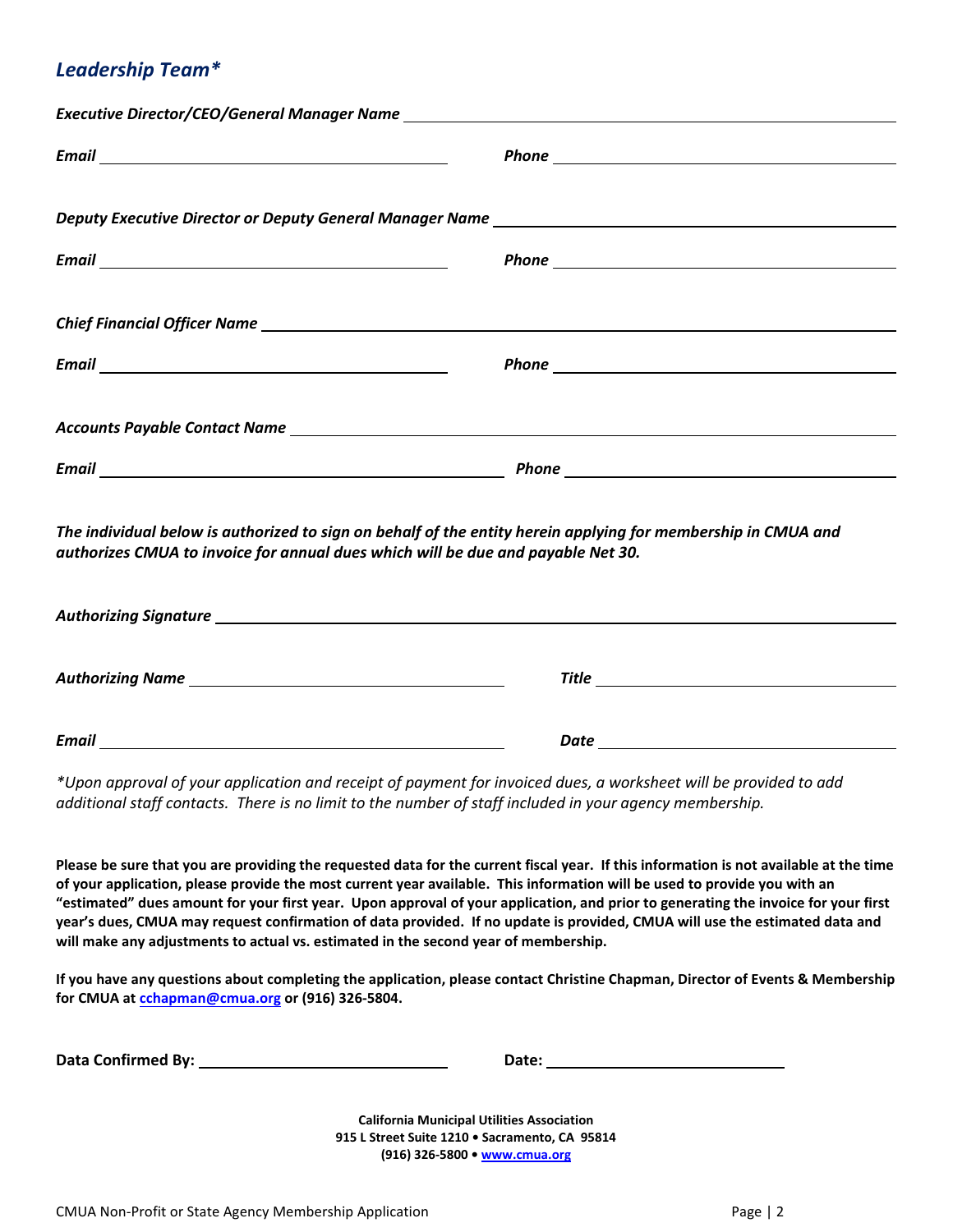## *Leadership Team**

***Executive Director/CEO/General Manager Name*** \_\_\_\_\_\_\_\_\_\_\_\_\_\_\_\_\_\_\_\_\_\_\_\_\_\_\_\_\_\_\_\_\_\_\_\_\_\_\_\_

***Email*** \_\_\_\_\_\_\_\_\_\_\_\_\_\_\_\_\_\_\_\_\_\_\_\_\_\_\_\_\_\_ ***Phone*** \_\_\_\_\_\_\_\_\_\_\_\_\_\_\_\_\_\_\_\_\_\_\_\_\_\_\_\_\_\_

***Deputy Executive Director or Deputy General Manager Name*** \_\_\_\_\_\_\_\_\_\_\_\_\_\_\_\_\_\_\_\_\_\_\_\_\_\_\_\_\_\_\_\_

***Email*** \_\_\_\_\_\_\_\_\_\_\_\_\_\_\_\_\_\_\_\_\_\_\_\_\_\_\_\_\_\_ ***Phone*** \_\_\_\_\_\_\_\_\_\_\_\_\_\_\_\_\_\_\_\_\_\_\_\_\_\_\_\_\_\_

***Chief Financial Officer Name*** \_\_\_\_\_\_\_\_\_\_\_\_\_\_\_\_\_\_\_\_\_\_\_\_\_\_\_\_\_\_\_\_\_\_\_\_\_\_\_\_\_\_\_\_\_\_\_\_\_\_\_\_

***Email*** \_\_\_\_\_\_\_\_\_\_\_\_\_\_\_\_\_\_\_\_\_\_\_\_\_\_\_\_\_\_ ***Phone*** \_\_\_\_\_\_\_\_\_\_\_\_\_\_\_\_\_\_\_\_\_\_\_\_\_\_\_\_\_\_

***Accounts Payable Contact Name*** \_\_\_\_\_\_\_\_\_\_\_\_\_\_\_\_\_\_\_\_\_\_\_\_\_\_\_\_\_\_\_\_\_\_\_\_\_\_\_\_\_\_\_\_\_\_\_\_\_

***Email*** \_\_\_\_\_\_\_\_\_\_\_\_\_\_\_\_\_\_\_\_\_\_\_\_\_\_\_\_\_\_ ***Phone*** \_\_\_\_\_\_\_\_\_\_\_\_\_\_\_\_\_\_\_\_\_\_\_\_\_\_\_\_\_\_

***The individual below is authorized to sign on behalf of the entity herein applying for membership in CMUA and authorizes CMUA to invoice for annual dues which will be due and payable Net 30.***

***Authorizing Signature*** \_\_\_\_\_\_\_\_\_\_\_\_\_\_\_\_\_\_\_\_\_\_\_\_\_\_\_\_\_\_\_\_\_\_\_\_\_\_\_\_\_\_\_\_\_\_\_\_\_\_\_\_\_\_\_\_

***Authorizing Name*** \_\_\_\_\_\_\_\_\_\_\_\_\_\_\_\_\_\_\_\_\_\_\_\_\_\_\_\_\_\_ ***Title*** \_\_\_\_\_\_\_\_\_\_\_\_\_\_\_\_\_\_\_\_\_\_\_\_\_\_\_\_\_\_

***Email*** \_\_\_\_\_\_\_\_\_\_\_\_\_\_\_\_\_\_\_\_\_\_\_\_\_\_\_\_\_\_ ***Date*** \_\_\_\_\_\_\_\_\_\_\_\_\_\_\_\_\_\_\_\_\_\_\_\_\_\_\_\_\_\_

*\*Upon approval of your application and receipt of payment for invoiced dues, a worksheet will be provided to add additional staff contacts. There is no limit to the number of staff included in your agency membership.*

**Please be sure that you are providing the requested data for the current fiscal year. If this information is not available at the time of your application, please provide the most current year available. This information will be used to provide you with an "estimated" dues amount for your first year. Upon approval of your application, and prior to generating the invoice for your first year's dues, CMUA may request confirmation of data provided. If no update is provided, CMUA will use the estimated data and will make any adjustments to actual vs. estimated in the second year of membership.**

**If you have any questions about completing the application, please contact Christine Chapman, Director of Events & Membership for CMUA at [cchapman@cmua.org](mailto:cchapman@cmua.org) or (916) 326-5804.**

**Data Confirmed By:** \_\_\_\_\_\_\_\_\_\_\_\_\_\_\_\_\_\_\_\_\_\_\_\_\_\_\_\_\_\_ **Date:** \_\_\_\_\_\_\_\_\_\_\_\_\_\_\_\_\_\_\_\_\_\_\_\_\_\_\_\_\_\_

**California Municipal Utilities Association**
**915 L Street Suite 1210 • Sacramento, CA 95814**
**(916) 326-5800 • [www.cmua.org](http://www.cmua.org)**